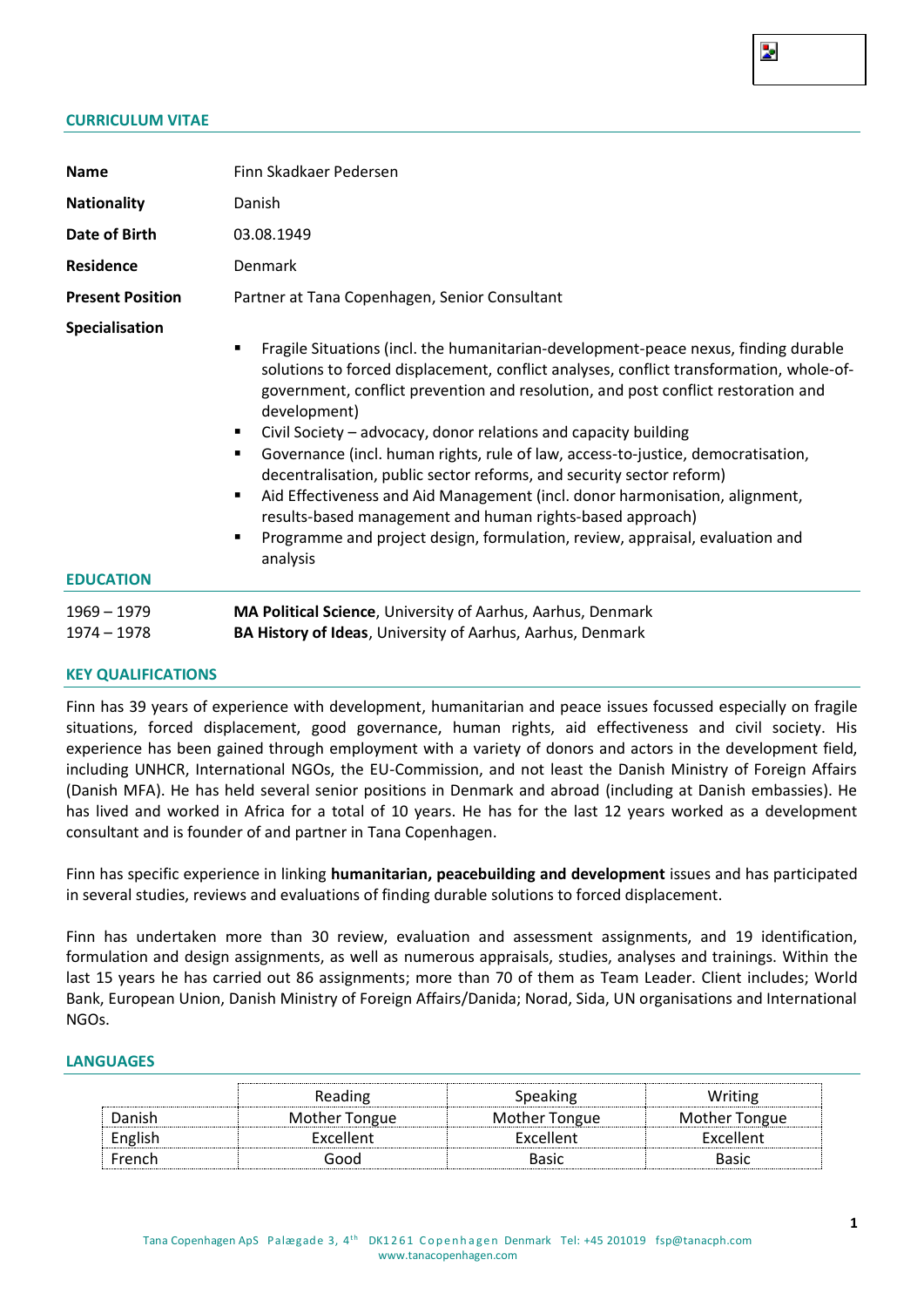## CURRICULUM VITAE

| | |
|---|---|
| **Name** | Finn Skadkaer Pedersen |
| **Nationality** | Danish |
| **Date of Birth** | 03.08.1949 |
| **Residence** | Denmark |
| **Present Position** | Partner at Tana Copenhagen, Senior Consultant |

**Specialisation**

- Fragile Situations (incl. the humanitarian-development-peace nexus, finding durable solutions to forced displacement, conflict analyses, conflict transformation, whole-of-government, conflict prevention and resolution, and post conflict restoration and development)
- Civil Society – advocacy, donor relations and capacity building
- Governance (incl. human rights, rule of law, access-to-justice, democratisation, decentralisation, public sector reforms, and security sector reform)
- Aid Effectiveness and Aid Management (incl. donor harmonisation, alignment, results-based management and human rights-based approach)
- Programme and project design, formulation, review, appraisal, evaluation and analysis

## EDUCATION

| | |
|---|---|
| 1969 – 1979 | **MA Political Science**, University of Aarhus, Aarhus, Denmark |
| 1974 – 1978 | **BA History of Ideas**, University of Aarhus, Aarhus, Denmark |

## KEY QUALIFICATIONS

Finn has 39 years of experience with development, humanitarian and peace issues focussed especially on fragile situations, forced displacement, good governance, human rights, aid effectiveness and civil society. His experience has been gained through employment with a variety of donors and actors in the development field, including UNHCR, International NGOs, the EU-Commission, and not least the Danish Ministry of Foreign Affairs (Danish MFA). He has held several senior positions in Denmark and abroad (including at Danish embassies). He has lived and worked in Africa for a total of 10 years. He has for the last 12 years worked as a development consultant and is founder of and partner in Tana Copenhagen.

Finn has specific experience in linking **humanitarian, peacebuilding and development** issues and has participated in several studies, reviews and evaluations of finding durable solutions to forced displacement.

Finn has undertaken more than 30 review, evaluation and assessment assignments, and 19 identification, formulation and design assignments, as well as numerous appraisals, studies, analyses and trainings. Within the last 15 years he has carried out 86 assignments; more than 70 of them as Team Leader. Client includes; World Bank, European Union, Danish Ministry of Foreign Affairs/Danida; Norad, Sida, UN organisations and International NGOs.

## LANGUAGES

| | Reading | Speaking | Writing |
|---|---|---|---|
| Danish | Mother Tongue | Mother Tongue | Mother Tongue |
| English | Excellent | Excellent | Excellent |
| French | Good | Basic | Basic |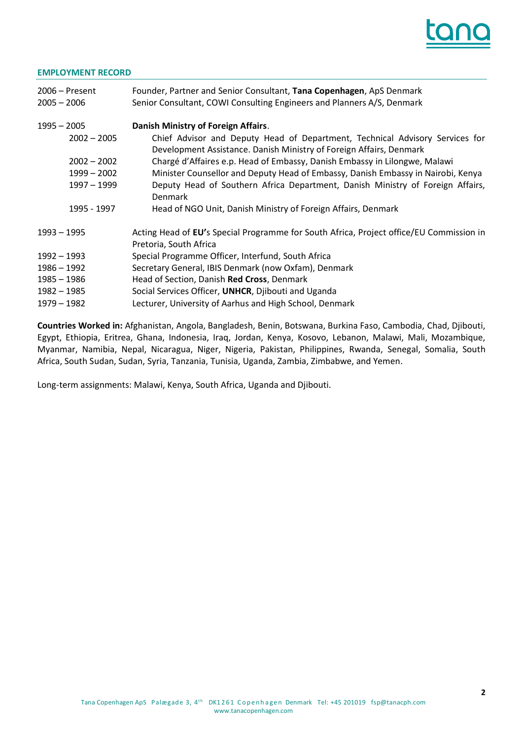## EMPLOYMENT RECORD

| | |
|---|---|
| 2006 – Present | Founder, Partner and Senior Consultant, **Tana Copenhagen**, ApS Denmark |
| 2005 – 2006 | Senior Consultant, COWI Consulting Engineers and Planners A/S, Denmark |
| 1995 – 2005 | **Danish Ministry of Foreign Affairs**. |
| 2002 – 2005 | Chief Advisor and Deputy Head of Department, Technical Advisory Services for Development Assistance. Danish Ministry of Foreign Affairs, Denmark |
| 2002 – 2002 | Chargé d'Affaires e.p. Head of Embassy, Danish Embassy in Lilongwe, Malawi |
| 1999 – 2002 | Minister Counsellor and Deputy Head of Embassy, Danish Embassy in Nairobi, Kenya |
| 1997 – 1999 | Deputy Head of Southern Africa Department, Danish Ministry of Foreign Affairs, Denmark |
| 1995 - 1997 | Head of NGO Unit, Danish Ministry of Foreign Affairs, Denmark |
| 1993 – 1995 | Acting Head of **EU'**s Special Programme for South Africa, Project office/EU Commission in Pretoria, South Africa |
| 1992 – 1993 | Special Programme Officer, Interfund, South Africa |
| 1986 – 1992 | Secretary General, IBIS Denmark (now Oxfam), Denmark |
| 1985 – 1986 | Head of Section, Danish **Red Cross**, Denmark |
| 1982 – 1985 | Social Services Officer, **UNHCR**, Djibouti and Uganda |
| 1979 – 1982 | Lecturer, University of Aarhus and High School, Denmark |

**Countries Worked in:** Afghanistan, Angola, Bangladesh, Benin, Botswana, Burkina Faso, Cambodia, Chad, Djibouti, Egypt, Ethiopia, Eritrea, Ghana, Indonesia, Iraq, Jordan, Kenya, Kosovo, Lebanon, Malawi, Mali, Mozambique, Myanmar, Namibia, Nepal, Nicaragua, Niger, Nigeria, Pakistan, Philippines, Rwanda, Senegal, Somalia, South Africa, South Sudan, Sudan, Syria, Tanzania, Tunisia, Uganda, Zambia, Zimbabwe, and Yemen.

Long-term assignments: Malawi, Kenya, South Africa, Uganda and Djibouti.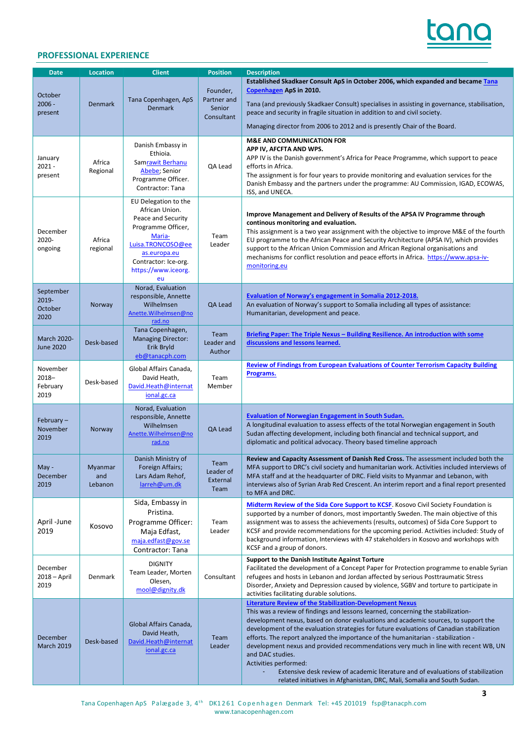## PROFESSIONAL EXPERIENCE

| Date | Location | Client | Position | Description |
|---|---|---|---|---|
| October 2006 - present | Denmark | Tana Copenhagen, ApS Denmark | Founder, Partner and Senior Consultant | **Established Skadkaer Consult ApS in October 2006, which expanded and became Tana Copenhagen ApS in 2010.**<br><br>Tana (and previously Skadkaer Consult) specialises in assisting in governance, stabilisation, peace and security in fragile situation in addition to and civil society.<br><br>Managing director from 2006 to 2012 and is presently Chair of the Board. |
| January 2021 - present | Africa Regional | Danish Embassy in Ethioia. Samrawit Berhanu Abebe; Senior Programme Officer. Contractor: Tana | QA Lead | **M&E AND COMMUNICATION FOR APP IV, AFCFTA AND WPS.**<br>APP IV is the Danish government's Africa for Peace Programme, which support to peace efforts in Africa.<br>The assignment is for four years to provide monitoring and evaluation services for the Danish Embassy and the partners under the programme: AU Commission, IGAD, ECOWAS, ISS, and UNECA. |
| December 2020- ongoing | Africa regional | EU Delegation to the African Union. Peace and Security Programme Officer, Maria-Luisa.TRONCOSO@eeas.europa.eu Contractor: Ice-org. https://www.iceorg.eu | Team Leader | **Improve Management and Delivery of Results of the APSA IV Programme through continous monitoring and evaluation.**<br>This assignment is a two year assignment with the objective to improve M&E of the fourth EU programme to the African Peace and Security Architecture (APSA IV), which provides support to the African Union Commission and African Regional organisations and mechanisms for conflict resolution and peace efforts in Africa. https://www.apsa-iv-monitoring.eu |
| September 2019- October 2020 | Norway | Norad, Evaluation responsible, Annette Wilhelmsen Anette.Wilhelmsen@norad.no | QA Lead | **Evaluation of Norway's engagement in Somalia 2012-2018.**<br>An evaluation of Norway's support to Somalia including all types of assistance: Humanitarian, development and peace. |
| March 2020- June 2020 | Desk-based | Tana Copenhagen, Managing Director: Erik Bryld eb@tanacph.com | Team Leader and Author | **Briefing Paper: The Triple Nexus – Building Resilience. An introduction with some discussions and lessons learned.** |
| November 2018– February 2019 | Desk-based | Global Affairs Canada, David Heath, David.Heath@international.gc.ca | Team Member | **Review of Findings from European Evaluations of Counter Terrorism Capacity Building Programs.** |
| February – November 2019 | Norway | Norad, Evaluation responsible, Annette Wilhelmsen Anette.Wilhelmsen@norad.no | QA Lead | **Evaluation of Norwegian Engagement in South Sudan.**<br>A longitudinal evaluation to assess effects of the total Norwegian engagement in South Sudan affecting development, including both financial and technical support, and diplomatic and political advocacy. Theory based timeline approach |
| May - December 2019 | Myanmar and Lebanon | Danish Ministry of Foreign Affairs; Lars Adam Rehof, larreh@um.dk | Team Leader of External Team | **Review and Capacity Assessment of Danish Red Cross.** The assessment included both the MFA support to DRC's civil society and humanitarian work. Activities included interviews of MFA staff and at the headquarter of DRC. Field visits to Myanmar and Lebanon, with interviews also of Syrian Arab Red Crescent. An interim report and a final report presented to MFA and DRC. |
| April -June 2019 | Kosovo | Sida, Embassy in Pristina. Programme Officer: Maja Edfast, maja.edfast@gov.se Contractor: Tana | Team Leader | **Midterm Review of the Sida Core Support to KCSF**. Kosovo Civil Society Foundation is supported by a number of donors, most importantly Sweden. The main objective of this assignment was to assess the achievements (results, outcomes) of Sida Core Support to KCSF and provide recommendations for the upcoming period. Activities included: Study of background information, Interviews with 47 stakeholders in Kosovo and workshops with KCSF and a group of donors. |
| December 2018 – April 2019 | Denmark | DIGNITY Team Leader, Morten Olesen, mool@dignity.dk | Consultant | **Support to the Danish Institute Against Torture**<br>Facilitated the development of a Concept Paper for Protection programme to enable Syrian refugees and hosts in Lebanon and Jordan affected by serious Posttraumatic Stress Disorder, Anxiety and Depression caused by violence, SGBV and torture to participate in activities facilitating durable solutions. |
| December March 2019 | Desk-based | Global Affairs Canada, David Heath, David.Heath@international.gc.ca | Team Leader | **Literature Review of the Stabilization-Development Nexus**<br>This was a review of findings and lessons learned, concerning the stabilization-development nexus, based on donor evaluations and academic sources, to support the development of the evaluation strategies for future evaluations of Canadian stabilization efforts. The report analyzed the importance of the humanitarian - stabilization - development nexus and provided recommendations very much in line with recent WB, UN and DAC studies.<br>Activities performed:<br>- Extensive desk review of academic literature and of evaluations of stabilization related initiatives in Afghanistan, DRC, Mali, Somalia and South Sudan. |

Tana Copenhagen ApS Palægade 3, 4th DK1261 Copenhagen Denmark Tel: +45 201019 fsp@tanacph.com
www.tanacopenhagen.com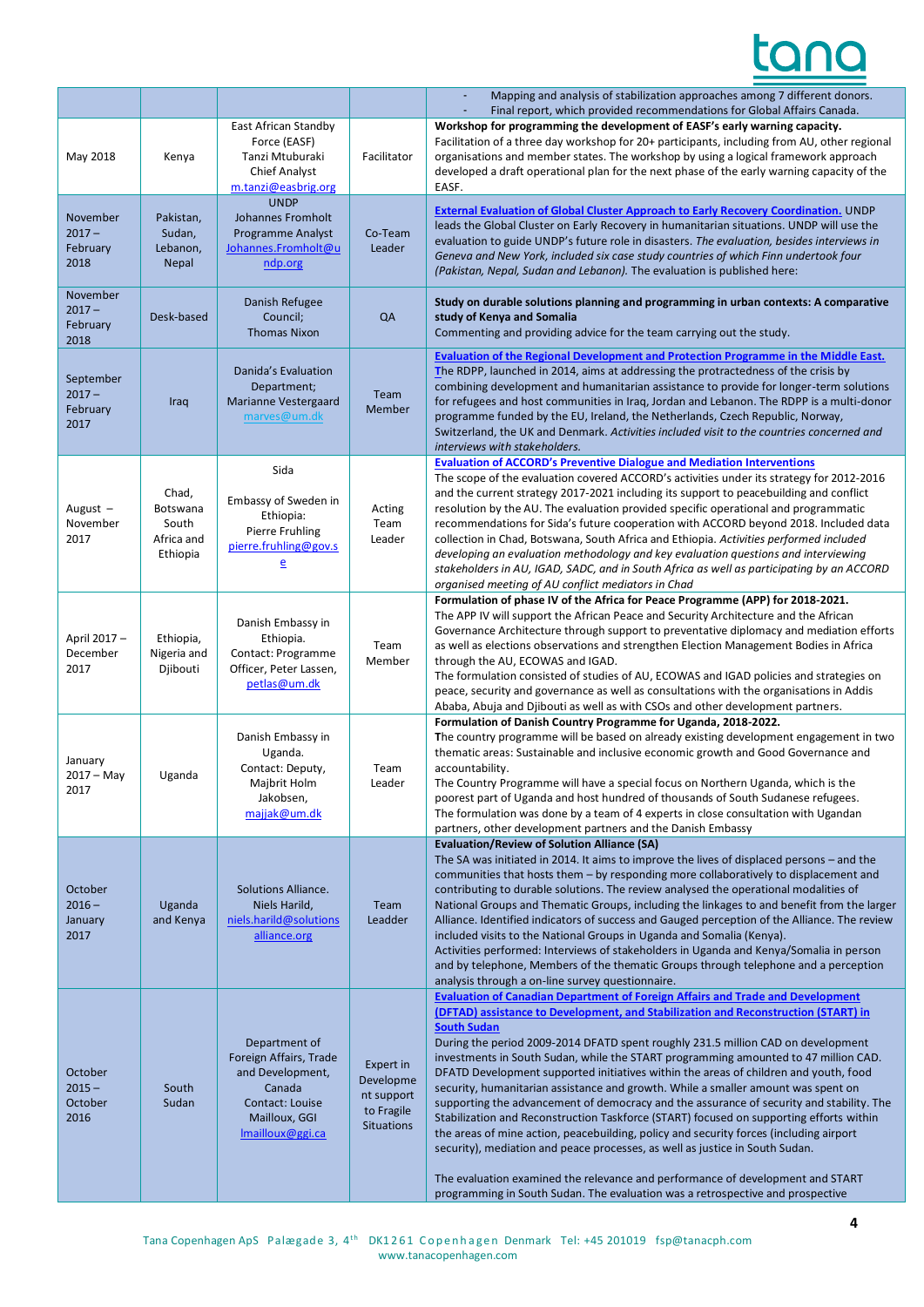| | | | | |
|---|---|---|---|---|
| | | | | - Mapping and analysis of stabilization approaches among 7 different donors.<br>- Final report, which provided recommendations for Global Affairs Canada. |
| May 2018 | Kenya | East African Standby Force (EASF) Tanzi Mtuburaki Chief Analyst m.tanzi@easbrig.org | Facilitator | **Workshop for programming the development of EASF's early warning capacity.** Facilitation of a three day workshop for 20+ participants, including from AU, other regional organisations and member states. The workshop by using a logical framework approach developed a draft operational plan for the next phase of the early warning capacity of the EASF. |
| November 2017 – February 2018 | Pakistan, Sudan, Lebanon, Nepal | UNDP Johannes Fromholt Programme Analyst Johannes.Fromholt@undp.org | Co-Team Leader | **External Evaluation of Global Cluster Approach to Early Recovery Coordination.** UNDP leads the Global Cluster on Early Recovery in humanitarian situations. UNDP will use the evaluation to guide UNDP's future role in disasters. *The evaluation, besides interviews in Geneva and New York, included six case study countries of which Finn undertook four (Pakistan, Nepal, Sudan and Lebanon).* The evaluation is published here: |
| November 2017 – February 2018 | Desk-based | Danish Refugee Council; Thomas Nixon | QA | **Study on durable solutions planning and programming in urban contexts: A comparative study of Kenya and Somalia**<br>Commenting and providing advice for the team carrying out the study. |
| September 2017 – February 2017 | Iraq | Danida's Evaluation Department; Marianne Vestergaard marves@um.dk | Team Member | **Evaluation of the Regional Development and Protection Programme in the Middle East.** The RDPP, launched in 2014, aims at addressing the protractedness of the crisis by combining development and humanitarian assistance to provide for longer-term solutions for refugees and host communities in Iraq, Jordan and Lebanon. The RDPP is a multi-donor programme funded by the EU, Ireland, the Netherlands, Czech Republic, Norway, Switzerland, the UK and Denmark. *Activities included visit to the countries concerned and interviews with stakeholders.* |
| August – November 2017 | Chad, Botswana South Africa and Ethiopia | Sida<br><br>Embassy of Sweden in Ethiopia: Pierre Fruhling pierre.fruhling@gov.se | Acting Team Leader | **Evaluation of ACCORD's Preventive Dialogue and Mediation Interventions**<br>The scope of the evaluation covered ACCORD's activities under its strategy for 2012-2016 and the current strategy 2017-2021 including its support to peacebuilding and conflict resolution by the AU. The evaluation provided specific operational and programmatic recommendations for Sida's future cooperation with ACCORD beyond 2018. Included data collection in Chad, Botswana, South Africa and Ethiopia. *Activities performed included developing an evaluation methodology and key evaluation questions and interviewing stakeholders in AU, IGAD, SADC, and in South Africa as well as participating by an ACCORD organised meeting of AU conflict mediators in Chad* |
| April 2017 – December 2017 | Ethiopia, Nigeria and Djibouti | Danish Embassy in Ethiopia. Contact: Programme Officer, Peter Lassen, petlas@um.dk | Team Member | **Formulation of phase IV of the Africa for Peace Programme (APP) for 2018-2021.**<br>The APP IV will support the African Peace and Security Architecture and the African Governance Architecture through support to preventative diplomacy and mediation efforts as well as elections observations and strengthen Election Management Bodies in Africa through the AU, ECOWAS and IGAD.<br>The formulation consisted of studies of AU, ECOWAS and IGAD policies and strategies on peace, security and governance as well as consultations with the organisations in Addis Ababa, Abuja and Djibouti as well as with CSOs and other development partners. |
| January 2017 – May 2017 | Uganda | Danish Embassy in Uganda. Contact: Deputy, Majbrit Holm Jakobsen, majjak@um.dk | Team Leader | **Formulation of Danish Country Programme for Uganda, 2018-2022.**<br>The country programme will be based on already existing development engagement in two thematic areas: Sustainable and inclusive economic growth and Good Governance and accountability.<br>The Country Programme will have a special focus on Northern Uganda, which is the poorest part of Uganda and host hundred of thousands of South Sudanese refugees.<br>The formulation was done by a team of 4 experts in close consultation with Ugandan partners, other development partners and the Danish Embassy |
| October 2016 – January 2017 | Uganda and Kenya | Solutions Alliance. Niels Harild, niels.harild@solutionsalliance.org | Team Leadder | **Evaluation/Review of Solution Alliance (SA)**<br>The SA was initiated in 2014. It aims to improve the lives of displaced persons – and the communities that hosts them – by responding more collaboratively to displacement and contributing to durable solutions. The review analysed the operational modalities of National Groups and Thematic Groups, including the linkages to and benefit from the larger Alliance. Identified indicators of success and Gauged perception of the Alliance. The review included visits to the National Groups in Uganda and Somalia (Kenya).<br>Activities performed: Interviews of stakeholders in Uganda and Kenya/Somalia in person and by telephone, Members of the thematic Groups through telephone and a perception analysis through a on-line survey questionnaire. |
| October 2015 – October 2016 | South Sudan | Department of Foreign Affairs, Trade and Development, Canada Contact: Louise Mailloux, GGI lmailloux@ggi.ca | Expert in Development support to Fragile Situations | **Evaluation of Canadian Department of Foreign Affairs and Trade and Development (DFTAD) assistance to Development, and Stabilization and Reconstruction (START) in South Sudan**<br>During the period 2009-2014 DFATD spent roughly 231.5 million CAD on development investments in South Sudan, while the START programming amounted to 47 million CAD. DFATD Development supported initiatives within the areas of children and youth, food security, humanitarian assistance and growth. While a smaller amount was spent on supporting the advancement of democracy and the assurance of security and stability. The Stabilization and Reconstruction Taskforce (START) focused on supporting efforts within the areas of mine action, peacebuilding, policy and security forces (including airport security), mediation and peace processes, as well as justice in South Sudan.<br><br>The evaluation examined the relevance and performance of development and START programming in South Sudan. The evaluation was a retrospective and prospective |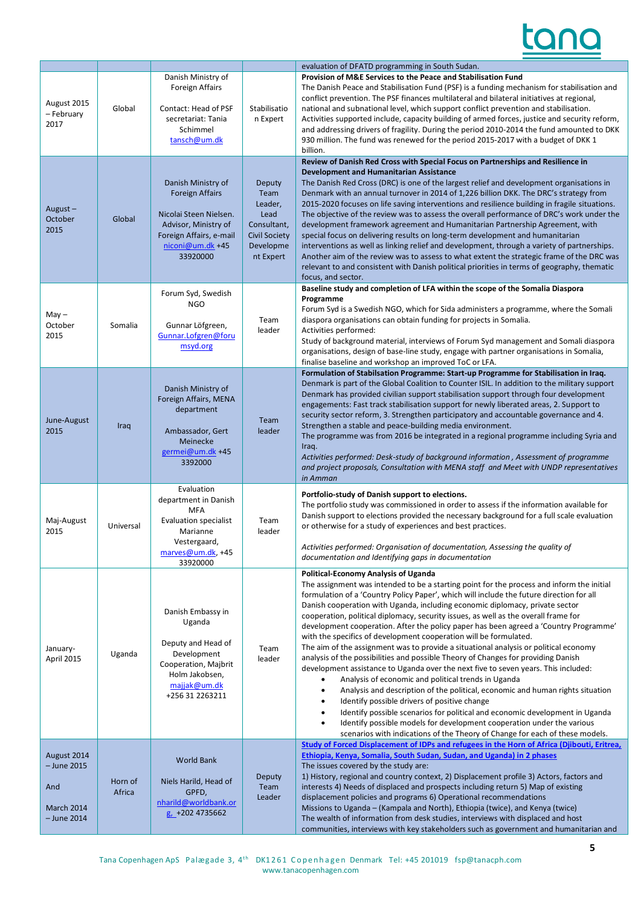| | | | | |
|---|---|---|---|---|
| | | | | evaluation of DFATD programming in South Sudan. |
| August 2015 – February 2017 | Global | Danish Ministry of Foreign Affairs<br><br>Contact: Head of PSF secretariat: Tania Schimmel tansch@um.dk | Stabilisation Expert | **Provision of M&E Services to the Peace and Stabilisation Fund**<br>The Danish Peace and Stabilisation Fund (PSF) is a funding mechanism for stabilisation and conflict prevention. The PSF finances multilateral and bilateral initiatives at regional, national and subnational level, which support conflict prevention and stabilisation. Activities supported include, capacity building of armed forces, justice and security reform, and addressing drivers of fragility. During the period 2010-2014 the fund amounted to DKK 930 million. The fund was renewed for the period 2015-2017 with a budget of DKK 1 billion. |
| August – October 2015 | Global | Danish Ministry of Foreign Affairs<br><br>Nicolai Steen Nielsen. Advisor, Ministry of Foreign Affairs, e-mail niconi@um.dk +45 33920000 | Deputy Team Leader, Lead Consultant, Civil Society Development Expert | **Review of Danish Red Cross with Special Focus on Partnerships and Resilience in Development and Humanitarian Assistance**<br>The Danish Red Cross (DRC) is one of the largest relief and development organisations in Denmark with an annual turnover in 2014 of 1,226 billion DKK. The DRC's strategy from 2015-2020 focuses on life saving interventions and resilience building in fragile situations. The objective of the review was to assess the overall performance of DRC's work under the development framework agreement and Humanitarian Partnership Agreement, with special focus on delivering results on long-term development and humanitarian interventions as well as linking relief and development, through a variety of partnerships. Another aim of the review was to assess to what extent the strategic frame of the DRC was relevant to and consistent with Danish political priorities in terms of geography, thematic focus, and sector. |
| May – October 2015 | Somalia | Forum Syd, Swedish NGO<br><br>Gunnar Löfgreen, Gunnar.Lofgren@forumsyd.org | Team leader | **Baseline study and completion of LFA within the scope of the Somalia Diaspora Programme**<br>Forum Syd is a Swedish NGO, which for Sida administers a programme, where the Somali diaspora organisations can obtain funding for projects in Somalia.<br>Activities performed:<br>Study of background material, interviews of Forum Syd management and Somali diaspora organisations, design of base-line study, engage with partner organisations in Somalia, finalise baseline and workshop an improved ToC or LFA. |
| June-August 2015 | Iraq | Danish Ministry of Foreign Affairs, MENA department<br><br>Ambassador, Gert Meinecke germei@um.dk +45 3392000 | Team leader | **Formulation of Stabilsation Programme: Start-up Programme for Stabilisation in Iraq.**<br>Denmark is part of the Global Coalition to Counter ISIL. In addition to the military support Denmark has provided civilian support stabilisation support through four development engagements: Fast track stabilisation support for newly liberated areas, 2. Support to security sector reform, 3. Strengthen participatory and accountable governance and 4. Strengthen a stable and peace-building media environment.<br>The programme was from 2016 be integrated in a regional programme including Syria and Iraq.<br>*Activities performed: Desk-study of background information , Assessment of programme and project proposals, Consultation with MENA staff and Meet with UNDP representatives in Amman* |
| Maj-August 2015 | Universal | Evaluation department in Danish MFA<br>Evaluation specialist Marianne Vestergaard, marves@um.dk, +45 33920000 | Team leader | **Portfolio-study of Danish support to elections.**<br>The portfolio study was commissioned in order to assess if the information available for Danish support to elections provided the necessary background for a full scale evaluation or otherwise for a study of experiences and best practices.<br><br>*Activities performed: Organisation of documentation, Assessing the quality of documentation and Identifying gaps in documentation* |
| January-April 2015 | Uganda | Danish Embassy in Uganda<br><br>Deputy and Head of Development Cooperation, Majbrit Holm Jakobsen, majjak@um.dk +256 31 2263211 | Team leader | **Political-Economy Analysis of Uganda**<br>The assignment was intended to be a starting point for the process and inform the initial formulation of a 'Country Policy Paper', which will include the future direction for all Danish cooperation with Uganda, including economic diplomacy, private sector cooperation, political diplomacy, security issues, as well as the overall frame for development cooperation. After the policy paper has been agreed a 'Country Programme' with the specifics of development cooperation will be formulated.<br>The aim of the assignment was to provide a situational analysis or political economy analysis of the possibilities and possible Theory of Changes for providing Danish development assistance to Uganda over the next five to seven years. This included:<br>• Analysis of economic and political trends in Uganda<br>• Analysis and description of the political, economic and human rights situation<br>• Identify possible drivers of positive change<br>• Identify possible scenarios for political and economic development in Uganda<br>• Identify possible models for development cooperation under the various scenarios with indications of the Theory of Change for each of these models. |
| August 2014 – June 2015<br><br>And<br><br>March 2014 – June 2014 | Horn of Africa | World Bank<br><br>Niels Harild, Head of GPFD, nharild@worldbank.org, +202 4735662 | Deputy Team Leader | **Study of Forced Displacement of IDPs and refugees in the Horn of Africa (Djibouti, Eritrea, Ethiopia, Kenya, Somalia, South Sudan, Sudan, and Uganda) in 2 phases**<br>The issues covered by the study are:<br>1) History, regional and country context, 2) Displacement profile 3) Actors, factors and interests 4) Needs of displaced and prospects including return 5) Map of existing displacement policies and programs 6) Operational recommendations<br>Missions to Uganda – (Kampala and North), Ethiopia (twice), and Kenya (twice)<br>The wealth of information from desk studies, interviews with displaced and host communities, interviews with key stakeholders such as government and humanitarian and |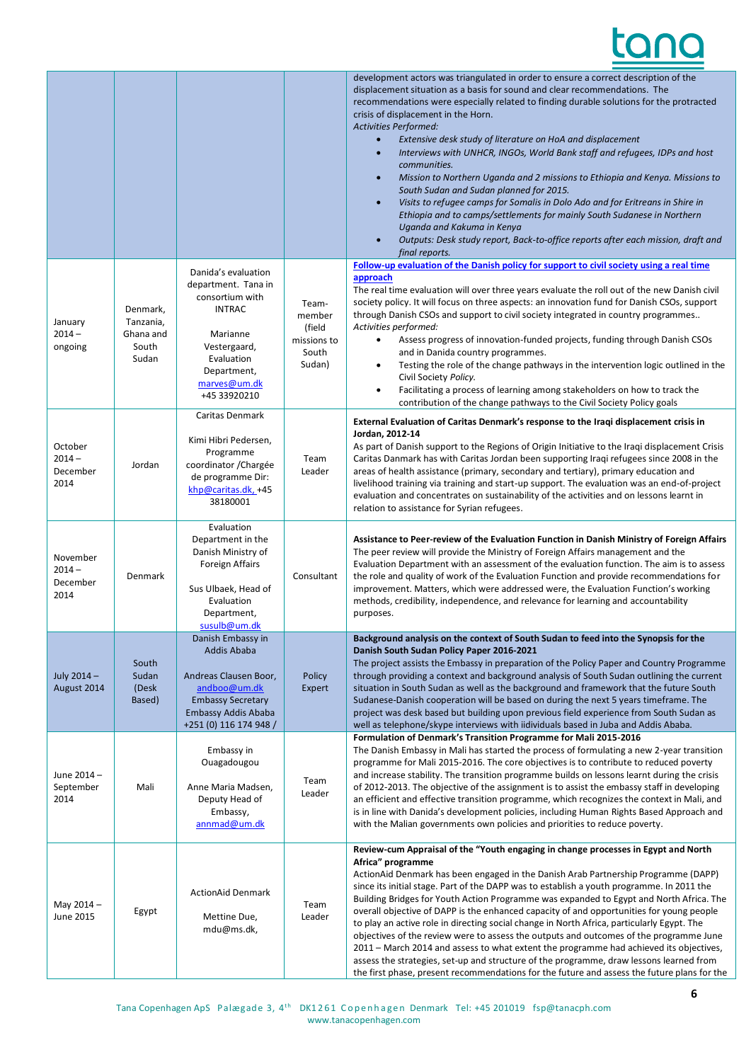| | | | | |
|---|---|---|---|---|
| | | | | development actors was triangulated in order to ensure a correct description of the displacement situation as a basis for sound and clear recommendations. The recommendations were especially related to finding durable solutions for the protracted crisis of displacement in the Horn.<br>*Activities Performed:*<br>• *Extensive desk study of literature on HoA and displacement*<br>• *Interviews with UNHCR, INGOs, World Bank staff and refugees, IDPs and host communities.*<br>• *Mission to Northern Uganda and 2 missions to Ethiopia and Kenya. Missions to South Sudan and Sudan planned for 2015.*<br>• *Visits to refugee camps for Somalis in Dolo Ado and for Eritreans in Shire in Ethiopia and to camps/settlements for mainly South Sudanese in Northern Uganda and Kakuma in Kenya*<br>• *Outputs: Desk study report, Back-to-office reports after each mission, draft and final reports.* |
| January 2014 – ongoing | Denmark, Tanzania, Ghana and South Sudan | Danida's evaluation department. Tana in consortium with INTRAC<br><br>Marianne Vestergaard, Evaluation Department, marves@um.dk<br>+45 33920210 | Team-member (field missions to South Sudan) | **Follow-up evaluation of the Danish policy for support to civil society using a real time approach**<br>The real time evaluation will over three years evaluate the roll out of the new Danish civil society policy. It will focus on three aspects: an innovation fund for Danish CSOs, support through Danish CSOs and support to civil society integrated in country programmes..<br>*Activities performed:*<br>• Assess progress of innovation-funded projects, funding through Danish CSOs and in Danida country programmes.<br>• Testing the role of the change pathways in the intervention logic outlined in the Civil Society *Policy.*<br>• Facilitating a process of learning among stakeholders on how to track the contribution of the change pathways to the Civil Society Policy goals |
| October 2014 – December 2014 | Jordan | Caritas Denmark<br><br>Kimi Hibri Pedersen, Programme coordinator /Chargée de programme Dir: khp@caritas.dk, +45 38180001 | Team Leader | **External Evaluation of Caritas Denmark's response to the Iraqi displacement crisis in Jordan, 2012-14**<br>As part of Danish support to the Regions of Origin Initiative to the Iraqi displacement Crisis Caritas Danmark has with Caritas Jordan been supporting Iraqi refugees since 2008 in the areas of health assistance (primary, secondary and tertiary), primary education and livelihood training via training and start-up support. The evaluation was an end-of-project evaluation and concentrates on sustainability of the activities and on lessons learnt in relation to assistance for Syrian refugees. |
| November 2014 – December 2014 | Denmark | Evaluation Department in the Danish Ministry of Foreign Affairs<br><br>Sus Ulbaek, Head of Evaluation Department, susulb@um.dk | Consultant | **Assistance to Peer-review of the Evaluation Function in Danish Ministry of Foreign Affairs**<br>The peer review will provide the Ministry of Foreign Affairs management and the Evaluation Department with an assessment of the evaluation function. The aim is to assess the role and quality of work of the Evaluation Function and provide recommendations for improvement. Matters, which were addressed were, the Evaluation Function's working methods, credibility, independence, and relevance for learning and accountability purposes. |
| July 2014 – August 2014 | South Sudan (Desk Based) | Danish Embassy in Addis Ababa<br><br>Andreas Clausen Boor, andboo@um.dk<br>Embassy Secretary Embassy Addis Ababa +251 (0) 116 174 948 / | Policy Expert | **Background analysis on the context of South Sudan to feed into the Synopsis for the Danish South Sudan Policy Paper 2016-2021**<br>The project assists the Embassy in preparation of the Policy Paper and Country Programme through providing a context and background analysis of South Sudan outlining the current situation in South Sudan as well as the background and framework that the future South Sudanese-Danish cooperation will be based on during the next 5 years timeframe. The project was desk based but building upon previous field experience from South Sudan as well as telephone/skype interviews with iidividuals based in Juba and Addis Ababa. |
| June 2014 – September 2014 | Mali | Embassy in Ouagadougou<br><br>Anne Maria Madsen, Deputy Head of Embassy, annmad@um.dk | Team Leader | **Formulation of Denmark's Transition Programme for Mali 2015-2016**<br>The Danish Embassy in Mali has started the process of formulating a new 2-year transition programme for Mali 2015-2016. The core objectives is to contribute to reduced poverty and increase stability. The transition programme builds on lessons learnt during the crisis of 2012-2013. The objective of the assignment is to assist the embassy staff in developing an efficient and effective transition programme, which recognizes the context in Mali, and is in line with Danida's development policies, including Human Rights Based Approach and with the Malian governments own policies and priorities to reduce poverty. |
| May 2014 – June 2015 | Egypt | ActionAid Denmark<br><br>Mettine Due, mdu@ms.dk, | Team Leader | **Review-cum Appraisal of the "Youth engaging in change processes in Egypt and North Africa" programme**<br>ActionAid Denmark has been engaged in the Danish Arab Partnership Programme (DAPP) since its initial stage. Part of the DAPP was to establish a youth programme. In 2011 the Building Bridges for Youth Action Programme was expanded to Egypt and North Africa. The overall objective of DAPP is the enhanced capacity of and opportunities for young people to play an active role in directing social change in North Africa, particularly Egypt. The objectives of the review were to assess the outputs and outcomes of the programme June 2011 – March 2014 and assess to what extent the programme had achieved its objectives, assess the strategies, set-up and structure of the programme, draw lessons learned from the first phase, present recommendations for the future and assess the future plans for the |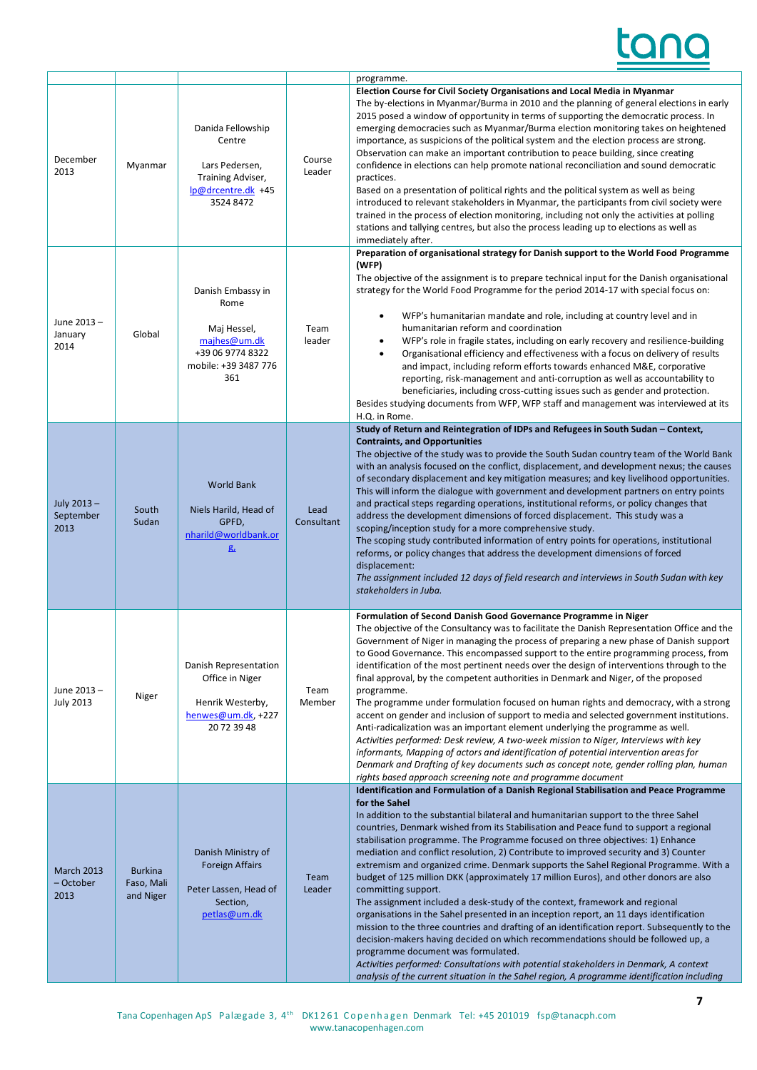| | | | | programme. |
|---|---|---|---|---|
| December 2013 | Myanmar | Danida Fellowship Centre<br><br>Lars Pedersen, Training Adviser, lp@drcentre.dk +45 3524 8472 | Course Leader | **Election Course for Civil Society Organisations and Local Media in Myanmar**<br>The by-elections in Myanmar/Burma in 2010 and the planning of general elections in early 2015 posed a window of opportunity in terms of supporting the democratic process. In emerging democracies such as Myanmar/Burma election monitoring takes on heightened importance, as suspicions of the political system and the election process are strong. Observation can make an important contribution to peace building, since creating confidence in elections can help promote national reconciliation and sound democratic practices.<br>Based on a presentation of political rights and the political system as well as being introduced to relevant stakeholders in Myanmar, the participants from civil society were trained in the process of election monitoring, including not only the activities at polling stations and tallying centres, but also the process leading up to elections as well as immediately after. |
| June 2013 – January 2014 | Global | Danish Embassy in Rome<br><br>Maj Hessel, majhes@um.dk +39 06 9774 8322 mobile: +39 3487 776 361 | Team leader | **Preparation of organisational strategy for Danish support to the World Food Programme (WFP)**<br>The objective of the assignment is to prepare technical input for the Danish organisational strategy for the World Food Programme for the period 2014-17 with special focus on:<br>• WFP's humanitarian mandate and role, including at country level and in humanitarian reform and coordination<br>• WFP's role in fragile states, including on early recovery and resilience-building<br>• Organisational efficiency and effectiveness with a focus on delivery of results and impact, including reform efforts towards enhanced M&E, corporative reporting, risk-management and anti-corruption as well as accountability to beneficiaries, including cross-cutting issues such as gender and protection.<br>Besides studying documents from WFP, WFP staff and management was interviewed at its H.Q. in Rome. |
| July 2013 – September 2013 | South Sudan | World Bank<br><br>Niels Harild, Head of GPFD, nharild@worldbank.org. | Lead Consultant | **Study of Return and Reintegration of IDPs and Refugees in South Sudan – Context, Contraints, and Opportunities**<br>The objective of the study was to provide the South Sudan country team of the World Bank with an analysis focused on the conflict, displacement, and development nexus; the causes of secondary displacement and key mitigation measures; and key livelihood opportunities. This will inform the dialogue with government and development partners on entry points and practical steps regarding operations, institutional reforms, or policy changes that address the development dimensions of forced displacement. This study was a scoping/inception study for a more comprehensive study.<br>The scoping study contributed information of entry points for operations, institutional reforms, or policy changes that address the development dimensions of forced displacement:<br>*The assignment included 12 days of field research and interviews in South Sudan with key stakeholders in Juba.* |
| June 2013 – July 2013 | Niger | Danish Representation Office in Niger<br><br>Henrik Westerby, henwes@um.dk, +227 20 72 39 48 | Team Member | **Formulation of Second Danish Good Governance Programme in Niger**<br>The objective of the Consultancy was to facilitate the Danish Representation Office and the Government of Niger in managing the process of preparing a new phase of Danish support to Good Governance. This encompassed support to the entire programming process, from identification of the most pertinent needs over the design of interventions through to the final approval, by the competent authorities in Denmark and Niger, of the proposed programme.<br>The programme under formulation focused on human rights and democracy, with a strong accent on gender and inclusion of support to media and selected government institutions. Anti-radicalization was an important element underlying the programme as well.<br>*Activities performed: Desk review, A two-week mission to Niger, Interviews with key informants, Mapping of actors and identification of potential intervention areas for Denmark and Drafting of key documents such as concept note, gender rolling plan, human rights based approach screening note and programme document* |
| March 2013 – October 2013 | Burkina Faso, Mali and Niger | Danish Ministry of Foreign Affairs<br><br>Peter Lassen, Head of Section, petlas@um.dk | Team Leader | **Identification and Formulation of a Danish Regional Stabilisation and Peace Programme for the Sahel**<br>In addition to the substantial bilateral and humanitarian support to the three Sahel countries, Denmark wished from its Stabilisation and Peace fund to support a regional stabilisation programme. The Programme focused on three objectives: 1) Enhance mediation and conflict resolution, 2) Contribute to improved security and 3) Counter extremism and organized crime. Denmark supports the Sahel Regional Programme. With a budget of 125 million DKK (approximately 17 million Euros), and other donors are also committing support.<br>The assignment included a desk-study of the context, framework and regional organisations in the Sahel presented in an inception report, an 11 days identification mission to the three countries and drafting of an identification report. Subsequently to the decision-makers having decided on which recommendations should be followed up, a programme document was formulated.<br>*Activities performed: Consultations with potential stakeholders in Denmark, A context analysis of the current situation in the Sahel region, A programme identification including* |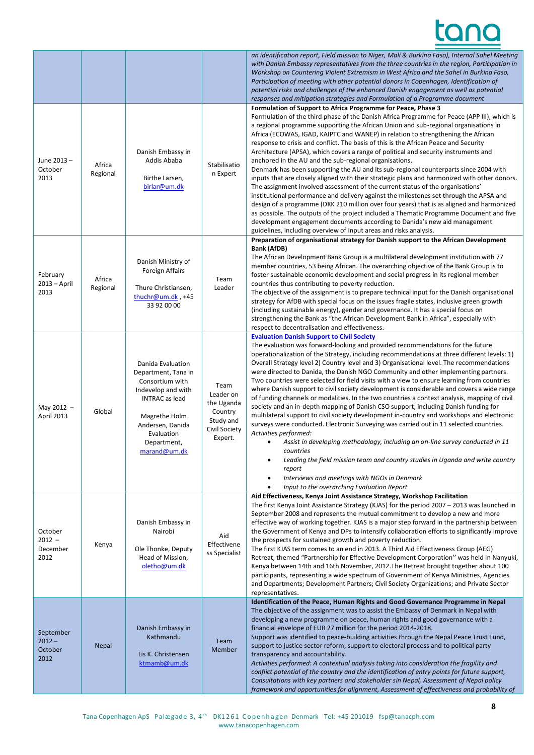| | | | | |
|---|---|---|---|---|
| | | | | *an identification report, Field mission to Niger, Mali & Burkina Faso), Internal Sahel Meeting with Danish Embassy representatives from the three countries in the region, Participation in Workshop on Countering Violent Extremism in West Africa and the Sahel in Burkina Faso, Participation of meeting with other potential donors in Copenhagen, Identification of potential risks and challenges of the enhanced Danish engagement as well as potential responses and mitigation strategies and Formulation of a Programme document* |
| June 2013 – October 2013 | Africa Regional | Danish Embassy in Addis Ababa<br><br>Birthe Larsen, birlar@um.dk | Stabilisation Expert | **Formulation of Support to Africa Programme for Peace, Phase 3**<br>Formulation of the third phase of the Danish Africa Programme for Peace (APP III), which is a regional programme supporting the African Union and sub-regional organisations in Africa (ECOWAS, IGAD, KAIPTC and WANEP) in relation to strengthening the African response to crisis and conflict. The basis of this is the African Peace and Security Architecture (APSA), which covers a range of political and security instruments and anchored in the AU and the sub-regional organisations.<br>Denmark has been supporting the AU and its sub-regional counterparts since 2004 with inputs that are closely aligned with their strategic plans and harmonized with other donors. The assignment involved assessment of the current status of the organisations' institutional performance and delivery against the milestones set through the APSA and design of a programme (DKK 210 million over four years) that is as aligned and harmonized as possible. The outputs of the project included a Thematic Programme Document and five development engagement documents according to Danida's new aid management guidelines, including overview of input areas and risks analysis. |
| February 2013 – April 2013 | Africa Regional | Danish Ministry of Foreign Affairs<br><br>Thure Christiansen, thuchr@um.dk , +45 33 92 00 00 | Team Leader | **Preparation of organisational strategy for Danish support to the African Development Bank (AfDB)**<br>The African Development Bank Group is a multilateral development institution with 77 member countries, 53 being African. The overarching objective of the Bank Group is to foster sustainable economic development and social progress in its regional member countries thus contributing to poverty reduction.<br>The objective of the assignment is to prepare technical input for the Danish organisational strategy for AfDB with special focus on the issues fragile states, inclusive green growth (including sustainable energy), gender and governance. It has a special focus on strengthening the Bank as "the African Development Bank in Africa", especially with respect to decentralisation and effectiveness. |
| May 2012 – April 2013 | Global | Danida Evaluation Department, Tana in Consortium with Indevelop and with INTRAC as lead<br><br>Magrethe Holm Andersen, Danida Evaluation Department, marand@um.dk | Team Leader on the Uganda Country Study and Civil Society Expert. | **Evaluation Danish Support to Civil Society**<br>The evaluation was forward-looking and provided recommendations for the future operationalization of the Strategy, including recommendations at three different levels: 1) Overall Strategy level 2) Country level and 3) Organisational level. The recommendations were directed to Danida, the Danish NGO Community and other implementing partners. Two countries were selected for field visits with a view to ensure learning from countries where Danish support to civil society development is considerable and covers a wide range of funding channels or modalities. In the two countries a context analysis, mapping of civil society and an in-depth mapping of Danish CSO support, including Danish funding for multilateral support to civil society development in-country and workshops and electronic surveys were conducted. Electronic Surveying was carried out in 11 selected countries.<br>*Activities performed:*<br>• *Assist in developing methodology, including an on-line survey conducted in 11 countries*<br>• *Leading the field mission team and country studies in Uganda and write country report*<br>• *Interviews and meetings with NGOs in Denmark*<br>• *Input to the overarching Evaluation Report* |
| October 2012 – December 2012 | Kenya | Danish Embassy in Nairobi<br><br>Ole Thonke, Deputy Head of Mission, oletho@um.dk | Aid Effectiveness Specialist | **Aid Effectiveness, Kenya Joint Assistance Strategy, Workshop Facilitation**<br>The first Kenya Joint Assistance Strategy (KJAS) for the period 2007 – 2013 was launched in September 2008 and represents the mutual commitment to develop a new and more effective way of working together. KJAS is a major step forward in the partnership between the Government of Kenya and DPs to intensify collaboration efforts to significantly improve the prospects for sustained growth and poverty reduction.<br>The first KJAS term comes to an end in 2013. A Third Aid Effectiveness Group (AEG) Retreat, themed "Partnership for Effective Development Corporation'' was held in Nanyuki, Kenya between 14th and 16th November, 2012.The Retreat brought together about 100 participants, representing a wide spectrum of Government of Kenya Ministries, Agencies and Departments; Development Partners; Civil Society Organizations; and Private Sector representatives. |
| September 2012 – October 2012 | Nepal | Danish Embassy in Kathmandu<br><br>Lis K. Christensen ktmamb@um.dk | Team Member | **Identification of the Peace, Human Rights and Good Governance Programme in Nepal**<br>The objective of the assignment was to assist the Embassy of Denmark in Nepal with developing a new programme on peace, human rights and good governance with a financial envelope of EUR 27 million for the period 2014-2018.<br>Support was identified to peace-building activities through the Nepal Peace Trust Fund, support to justice sector reform, support to electoral process and to political party transparency and accountability.<br>*Activities performed: A contextual analysis taking into consideration the fragility and conflict potential of the country and the identification of entry points for future support, Consultations with key partners and stakeholder sin Nepal, Assessment of Nepal policy framework and opportunities for alignment, Assessment of effectiveness and probability of* |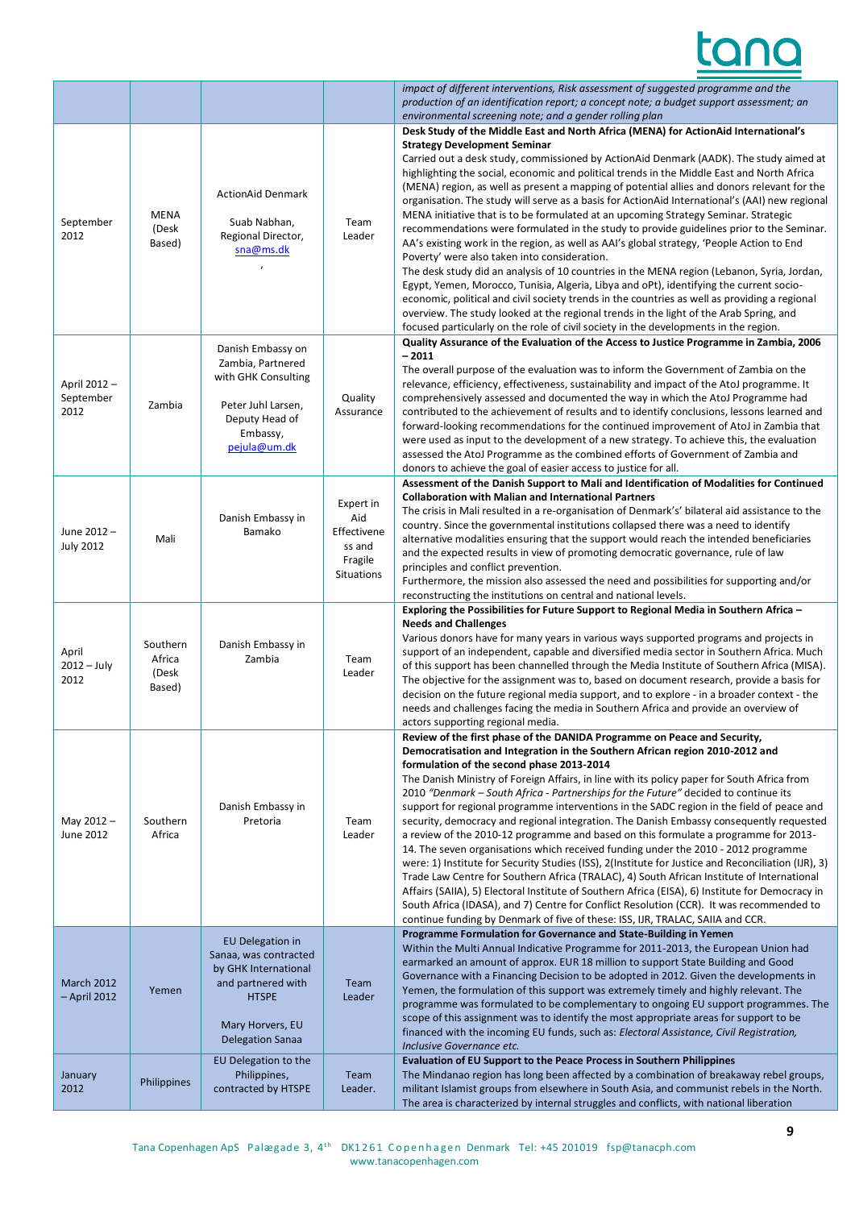| | | | | |
|---|---|---|---|---|
| | | | | *impact of different interventions, Risk assessment of suggested programme and the production of an identification report; a concept note; a budget support assessment; an environmental screening note; and a gender rolling plan* |
| September 2012 | MENA (Desk Based) | ActionAid Denmark<br><br>Suab Nabhan, Regional Director, sna@ms.dk<br>, | Team Leader | **Desk Study of the Middle East and North Africa (MENA) for ActionAid International's Strategy Development Seminar**<br>Carried out a desk study, commissioned by ActionAid Denmark (AADK). The study aimed at highlighting the social, economic and political trends in the Middle East and North Africa (MENA) region, as well as present a mapping of potential allies and donors relevant for the organisation. The study will serve as a basis for ActionAid International's (AAI) new regional MENA initiative that is to be formulated at an upcoming Strategy Seminar. Strategic recommendations were formulated in the study to provide guidelines prior to the Seminar. AA's existing work in the region, as well as AAI's global strategy, 'People Action to End Poverty' were also taken into consideration.<br>The desk study did an analysis of 10 countries in the MENA region (Lebanon, Syria, Jordan, Egypt, Yemen, Morocco, Tunisia, Algeria, Libya and oPt), identifying the current socio-economic, political and civil society trends in the countries as well as providing a regional overview. The study looked at the regional trends in the light of the Arab Spring, and focused particularly on the role of civil society in the developments in the region. |
| April 2012 – September 2012 | Zambia | Danish Embassy on Zambia, Partnered with GHK Consulting<br><br>Peter Juhl Larsen, Deputy Head of Embassy, pejula@um.dk | Quality Assurance | **Quality Assurance of the Evaluation of the Access to Justice Programme in Zambia, 2006 – 2011**<br>The overall purpose of the evaluation was to inform the Government of Zambia on the relevance, efficiency, effectiveness, sustainability and impact of the AtoJ programme. It comprehensively assessed and documented the way in which the AtoJ Programme had contributed to the achievement of results and to identify conclusions, lessons learned and forward-looking recommendations for the continued improvement of AtoJ in Zambia that were used as input to the development of a new strategy. To achieve this, the evaluation assessed the AtoJ Programme as the combined efforts of Government of Zambia and donors to achieve the goal of easier access to justice for all. |
| June 2012 – July 2012 | Mali | Danish Embassy in Bamako | Expert in Aid Effectiveness and Fragile Situations | **Assessment of the Danish Support to Mali and Identification of Modalities for Continued Collaboration with Malian and International Partners**<br>The crisis in Mali resulted in a re-organisation of Denmark's' bilateral aid assistance to the country. Since the governmental institutions collapsed there was a need to identify alternative modalities ensuring that the support would reach the intended beneficiaries and the expected results in view of promoting democratic governance, rule of law principles and conflict prevention.<br>Furthermore, the mission also assessed the need and possibilities for supporting and/or reconstructing the institutions on central and national levels. |
| April 2012 – July 2012 | Southern Africa (Desk Based) | Danish Embassy in Zambia | Team Leader | **Exploring the Possibilities for Future Support to Regional Media in Southern Africa – Needs and Challenges**<br>Various donors have for many years in various ways supported programs and projects in support of an independent, capable and diversified media sector in Southern Africa. Much of this support has been channelled through the Media Institute of Southern Africa (MISA). The objective for the assignment was to, based on document research, provide a basis for decision on the future regional media support, and to explore - in a broader context - the needs and challenges facing the media in Southern Africa and provide an overview of actors supporting regional media. |
| May 2012 – June 2012 | Southern Africa | Danish Embassy in Pretoria | Team Leader | **Review of the first phase of the DANIDA Programme on Peace and Security, Democratisation and Integration in the Southern African region 2010-2012 and formulation of the second phase 2013-2014**<br>The Danish Ministry of Foreign Affairs, in line with its policy paper for South Africa from 2010 *"Denmark – South Africa - Partnerships for the Future"* decided to continue its support for regional programme interventions in the SADC region in the field of peace and security, democracy and regional integration. The Danish Embassy consequently requested a review of the 2010-12 programme and based on this formulate a programme for 2013-14. The seven organisations which received funding under the 2010 - 2012 programme were: 1) Institute for Security Studies (ISS), 2(Institute for Justice and Reconciliation (IJR), 3) Trade Law Centre for Southern Africa (TRALAC), 4) South African Institute of International Affairs (SAIIA), 5) Electoral Institute of Southern Africa (EISA), 6) Institute for Democracy in South Africa (IDASA), and 7) Centre for Conflict Resolution (CCR). It was recommended to continue funding by Denmark of five of these: ISS, IJR, TRALAC, SAIIA and CCR. |
| March 2012 – April 2012 | Yemen | EU Delegation in Sanaa, was contracted by GHK International and partnered with HTSPE<br><br>Mary Horvers, EU Delegation Sanaa | Team Leader | **Programme Formulation for Governance and State-Building in Yemen**<br>Within the Multi Annual Indicative Programme for 2011-2013, the European Union had earmarked an amount of approx. EUR 18 million to support State Building and Good Governance with a Financing Decision to be adopted in 2012. Given the developments in Yemen, the formulation of this support was extremely timely and highly relevant. The programme was formulated to be complementary to ongoing EU support programmes. The scope of this assignment was to identify the most appropriate areas for support to be financed with the incoming EU funds, such as: *Electoral Assistance, Civil Registration, Inclusive Governance etc.* |
| January 2012 | Philippines | EU Delegation to the Philippines, contracted by HTSPE | Team Leader. | **Evaluation of EU Support to the Peace Process in Southern Philippines**<br>The Mindanao region has long been affected by a combination of breakaway rebel groups, militant Islamist groups from elsewhere in South Asia, and communist rebels in the North. The area is characterized by internal struggles and conflicts, with national liberation |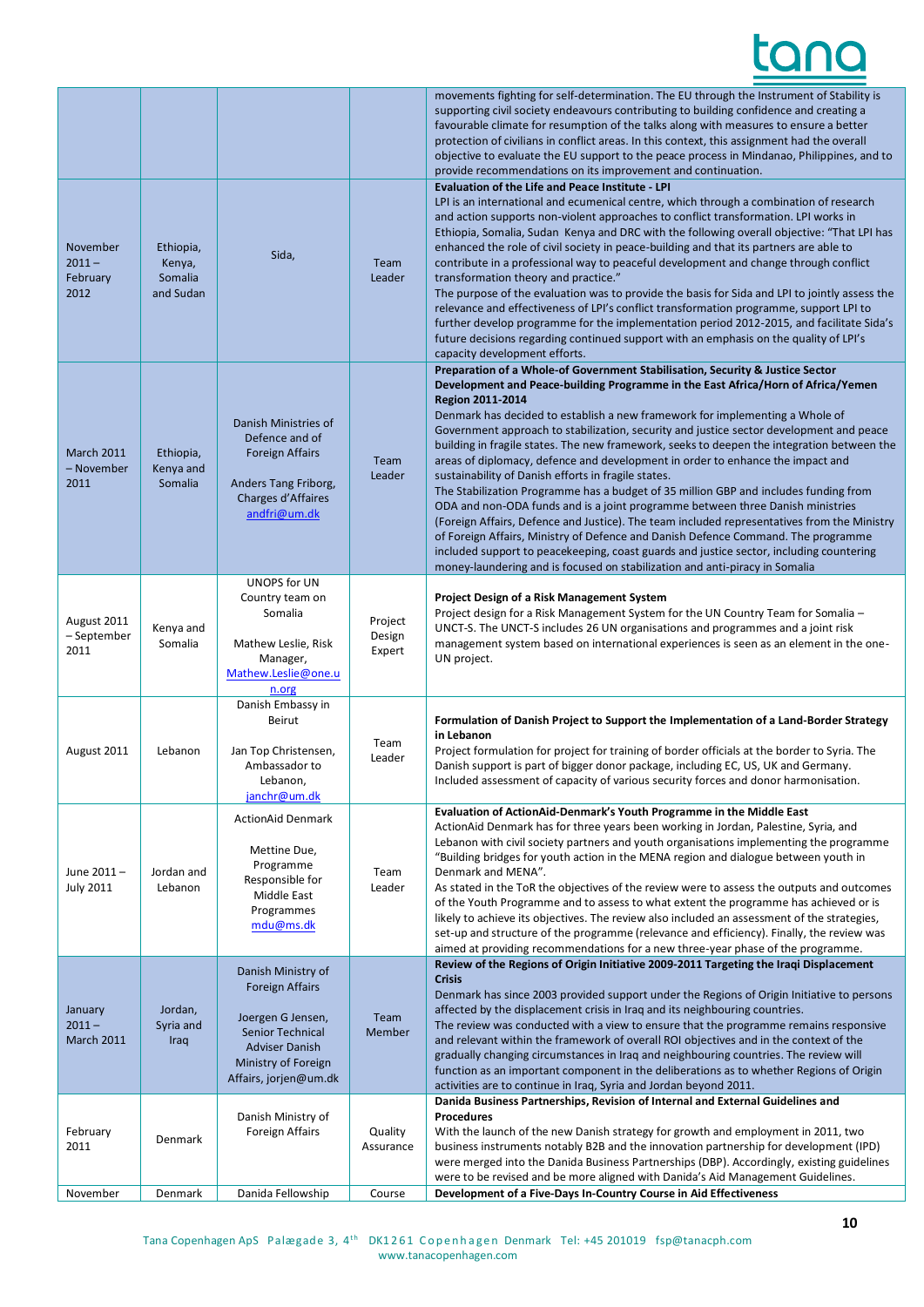| | | | | |
|---|---|---|---|---|
| | | | | movements fighting for self-determination. The EU through the Instrument of Stability is supporting civil society endeavours contributing to building confidence and creating a favourable climate for resumption of the talks along with measures to ensure a better protection of civilians in conflict areas. In this context, this assignment had the overall objective to evaluate the EU support to the peace process in Mindanao, Philippines, and to provide recommendations on its improvement and continuation. |
| November 2011 – February 2012 | Ethiopia, Kenya, Somalia and Sudan | Sida, | Team Leader | **Evaluation of the Life and Peace Institute - LPI**<br>LPI is an international and ecumenical centre, which through a combination of research and action supports non-violent approaches to conflict transformation. LPI works in Ethiopia, Somalia, Sudan Kenya and DRC with the following overall objective: "That LPI has enhanced the role of civil society in peace-building and that its partners are able to contribute in a professional way to peaceful development and change through conflict transformation theory and practice."<br>The purpose of the evaluation was to provide the basis for Sida and LPI to jointly assess the relevance and effectiveness of LPI's conflict transformation programme, support LPI to further develop programme for the implementation period 2012-2015, and facilitate Sida's future decisions regarding continued support with an emphasis on the quality of LPI's capacity development efforts. |
| March 2011 – November 2011 | Ethiopia, Kenya and Somalia | Danish Ministries of Defence and of Foreign Affairs<br><br>Anders Tang Friborg, Charges d'Affaires<br>andfri@um.dk | Team Leader | **Preparation of a Whole-of Government Stabilisation, Security & Justice Sector Development and Peace-building Programme in the East Africa/Horn of Africa/Yemen Region 2011-2014**<br>Denmark has decided to establish a new framework for implementing a Whole of Government approach to stabilization, security and justice sector development and peace building in fragile states. The new framework, seeks to deepen the integration between the areas of diplomacy, defence and development in order to enhance the impact and sustainability of Danish efforts in fragile states.<br>The Stabilization Programme has a budget of 35 million GBP and includes funding from ODA and non-ODA funds and is a joint programme between three Danish ministries (Foreign Affairs, Defence and Justice). The team included representatives from the Ministry of Foreign Affairs, Ministry of Defence and Danish Defence Command. The programme included support to peacekeeping, coast guards and justice sector, including countering money-laundering and is focused on stabilization and anti-piracy in Somalia |
| August 2011 – September 2011 | Kenya and Somalia | UNOPS for UN Country team on Somalia<br><br>Mathew Leslie, Risk Manager,<br>Mathew.Leslie@one.un.org | Project Design Expert | **Project Design of a Risk Management System**<br>Project design for a Risk Management System for the UN Country Team for Somalia – UNCT-S. The UNCT-S includes 26 UN organisations and programmes and a joint risk management system based on international experiences is seen as an element in the one-UN project. |
| August 2011 | Lebanon | Danish Embassy in Beirut<br><br>Jan Top Christensen, Ambassador to Lebanon,<br>janchr@um.dk | Team Leader | **Formulation of Danish Project to Support the Implementation of a Land-Border Strategy in Lebanon**<br>Project formulation for project for training of border officials at the border to Syria. The Danish support is part of bigger donor package, including EC, US, UK and Germany. Included assessment of capacity of various security forces and donor harmonisation. |
| June 2011 – July 2011 | Jordan and Lebanon | ActionAid Denmark<br><br>Mettine Due, Programme Responsible for Middle East Programmes<br>mdu@ms.dk | Team Leader | **Evaluation of ActionAid-Denmark's Youth Programme in the Middle East**<br>ActionAid Denmark has for three years been working in Jordan, Palestine, Syria, and Lebanon with civil society partners and youth organisations implementing the programme "Building bridges for youth action in the MENA region and dialogue between youth in Denmark and MENA".<br>As stated in the ToR the objectives of the review were to assess the outputs and outcomes of the Youth Programme and to assess to what extent the programme has achieved or is likely to achieve its objectives. The review also included an assessment of the strategies, set-up and structure of the programme (relevance and efficiency). Finally, the review was aimed at providing recommendations for a new three-year phase of the programme. |
| January 2011 – March 2011 | Jordan, Syria and Iraq | Danish Ministry of Foreign Affairs<br><br>Joergen G Jensen, Senior Technical Adviser Danish Ministry of Foreign Affairs, jorjen@um.dk | Team Member | **Review of the Regions of Origin Initiative 2009-2011 Targeting the Iraqi Displacement Crisis**<br>Denmark has since 2003 provided support under the Regions of Origin Initiative to persons affected by the displacement crisis in Iraq and its neighbouring countries.<br>The review was conducted with a view to ensure that the programme remains responsive and relevant within the framework of overall ROI objectives and in the context of the gradually changing circumstances in Iraq and neighbouring countries. The review will function as an important component in the deliberations as to whether Regions of Origin activities are to continue in Iraq, Syria and Jordan beyond 2011. |
| February 2011 | Denmark | Danish Ministry of Foreign Affairs | Quality Assurance | **Danida Business Partnerships, Revision of Internal and External Guidelines and Procedures**<br>With the launch of the new Danish strategy for growth and employment in 2011, two business instruments notably B2B and the innovation partnership for development (IPD) were merged into the Danida Business Partnerships (DBP). Accordingly, existing guidelines were to be revised and be more aligned with Danida's Aid Management Guidelines. |
| November | Denmark | Danida Fellowship | Course | **Development of a Five-Days In-Country Course in Aid Effectiveness** |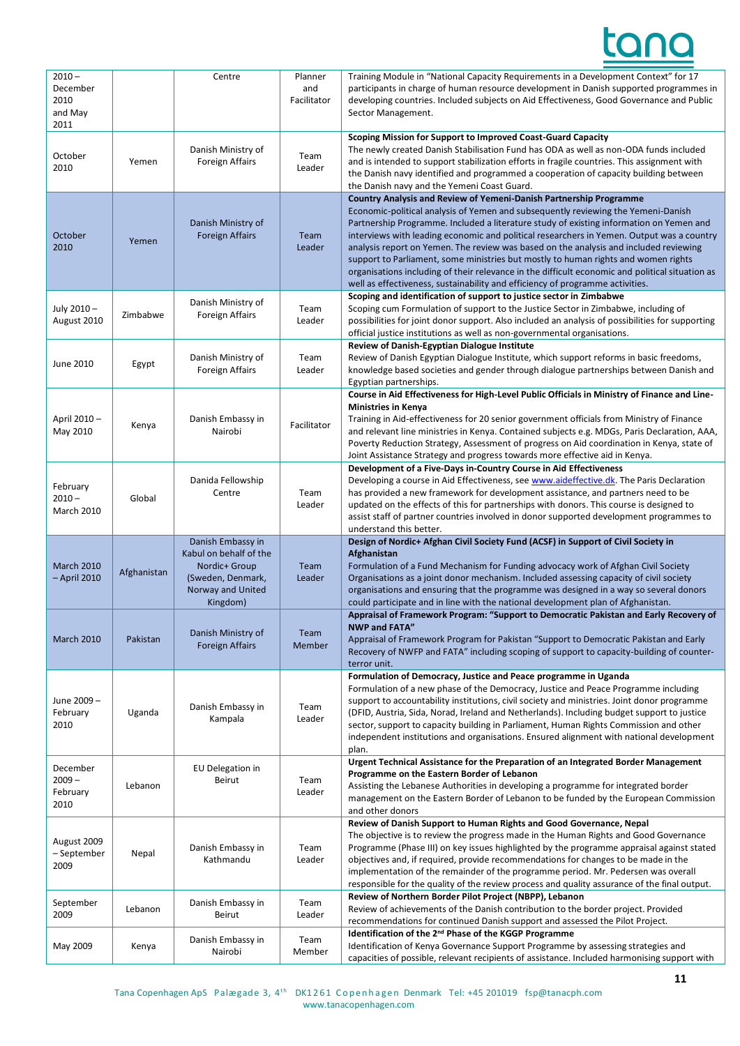| | | | | |
|---|---|---|---|---|
| 2010 – December 2010 and May 2011 | | Centre | Planner and Facilitator | Training Module in "National Capacity Requirements in a Development Context" for 17 participants in charge of human resource development in Danish supported programmes in developing countries. Included subjects on Aid Effectiveness, Good Governance and Public Sector Management. |
| October 2010 | Yemen | Danish Ministry of Foreign Affairs | Team Leader | **Scoping Mission for Support to Improved Coast-Guard Capacity**<br>The newly created Danish Stabilisation Fund has ODA as well as non-ODA funds included and is intended to support stabilization efforts in fragile countries. This assignment with the Danish navy identified and programmed a cooperation of capacity building between the Danish navy and the Yemeni Coast Guard. |
| October 2010 | Yemen | Danish Ministry of Foreign Affairs | Team Leader | **Country Analysis and Review of Yemeni-Danish Partnership Programme**<br>Economic-political analysis of Yemen and subsequently reviewing the Yemeni-Danish Partnership Programme. Included a literature study of existing information on Yemen and interviews with leading economic and political researchers in Yemen. Output was a country analysis report on Yemen. The review was based on the analysis and included reviewing support to Parliament, some ministries but mostly to human rights and women rights organisations including of their relevance in the difficult economic and political situation as well as effectiveness, sustainability and efficiency of programme activities. |
| July 2010 – August 2010 | Zimbabwe | Danish Ministry of Foreign Affairs | Team Leader | **Scoping and identification of support to justice sector in Zimbabwe**<br>Scoping cum Formulation of support to the Justice Sector in Zimbabwe, including of possibilities for joint donor support. Also included an analysis of possibilities for supporting official justice institutions as well as non-governmental organisations. |
| June 2010 | Egypt | Danish Ministry of Foreign Affairs | Team Leader | **Review of Danish-Egyptian Dialogue Institute**<br>Review of Danish Egyptian Dialogue Institute, which support reforms in basic freedoms, knowledge based societies and gender through dialogue partnerships between Danish and Egyptian partnerships. |
| April 2010 – May 2010 | Kenya | Danish Embassy in Nairobi | Facilitator | **Course in Aid Effectiveness for High-Level Public Officials in Ministry of Finance and Line-Ministries in Kenya**<br>Training in Aid-effectiveness for 20 senior government officials from Ministry of Finance and relevant line ministries in Kenya. Contained subjects e.g. MDGs, Paris Declaration, AAA, Poverty Reduction Strategy, Assessment of progress on Aid coordination in Kenya, state of Joint Assistance Strategy and progress towards more effective aid in Kenya. |
| February 2010 – March 2010 | Global | Danida Fellowship Centre | Team Leader | **Development of a Five-Days in-Country Course in Aid Effectiveness**<br>Developing a course in Aid Effectiveness, see www.aideffective.dk. The Paris Declaration has provided a new framework for development assistance, and partners need to be updated on the effects of this for partnerships with donors. This course is designed to assist staff of partner countries involved in donor supported development programmes to understand this better. |
| March 2010 – April 2010 | Afghanistan | Danish Embassy in Kabul on behalf of the Nordic+ Group (Sweden, Denmark, Norway and United Kingdom) | Team Leader | **Design of Nordic+ Afghan Civil Society Fund (ACSF) in Support of Civil Society in Afghanistan**<br>Formulation of a Fund Mechanism for Funding advocacy work of Afghan Civil Society Organisations as a joint donor mechanism. Included assessing capacity of civil society organisations and ensuring that the programme was designed in a way so several donors could participate and in line with the national development plan of Afghanistan. |
| March 2010 | Pakistan | Danish Ministry of Foreign Affairs | Team Member | **Appraisal of Framework Program: "Support to Democratic Pakistan and Early Recovery of NWP and FATA"**<br>Appraisal of Framework Program for Pakistan "Support to Democratic Pakistan and Early Recovery of NWFP and FATA" including scoping of support to capacity-building of counter-terror unit. |
| June 2009 – February 2010 | Uganda | Danish Embassy in Kampala | Team Leader | **Formulation of Democracy, Justice and Peace programme in Uganda**<br>Formulation of a new phase of the Democracy, Justice and Peace Programme including support to accountability institutions, civil society and ministries. Joint donor programme (DFID, Austria, Sida, Norad, Ireland and Netherlands). Including budget support to justice sector, support to capacity building in Parliament, Human Rights Commission and other independent institutions and organisations. Ensured alignment with national development plan. |
| December 2009 – February 2010 | Lebanon | EU Delegation in Beirut | Team Leader | **Urgent Technical Assistance for the Preparation of an Integrated Border Management Programme on the Eastern Border of Lebanon**<br>Assisting the Lebanese Authorities in developing a programme for integrated border management on the Eastern Border of Lebanon to be funded by the European Commission and other donors |
| August 2009 – September 2009 | Nepal | Danish Embassy in Kathmandu | Team Leader | **Review of Danish Support to Human Rights and Good Governance, Nepal**<br>The objective is to review the progress made in the Human Rights and Good Governance Programme (Phase III) on key issues highlighted by the programme appraisal against stated objectives and, if required, provide recommendations for changes to be made in the implementation of the remainder of the programme period. Mr. Pedersen was overall responsible for the quality of the review process and quality assurance of the final output. |
| September 2009 | Lebanon | Danish Embassy in Beirut | Team Leader | **Review of Northern Border Pilot Project (NBPP), Lebanon**<br>Review of achievements of the Danish contribution to the border project. Provided recommendations for continued Danish support and assessed the Pilot Project. |
| May 2009 | Kenya | Danish Embassy in Nairobi | Team Member | **Identification of the 2nd Phase of the KGGP Programme**<br>Identification of Kenya Governance Support Programme by assessing strategies and capacities of possible, relevant recipients of assistance. Included harmonising support with |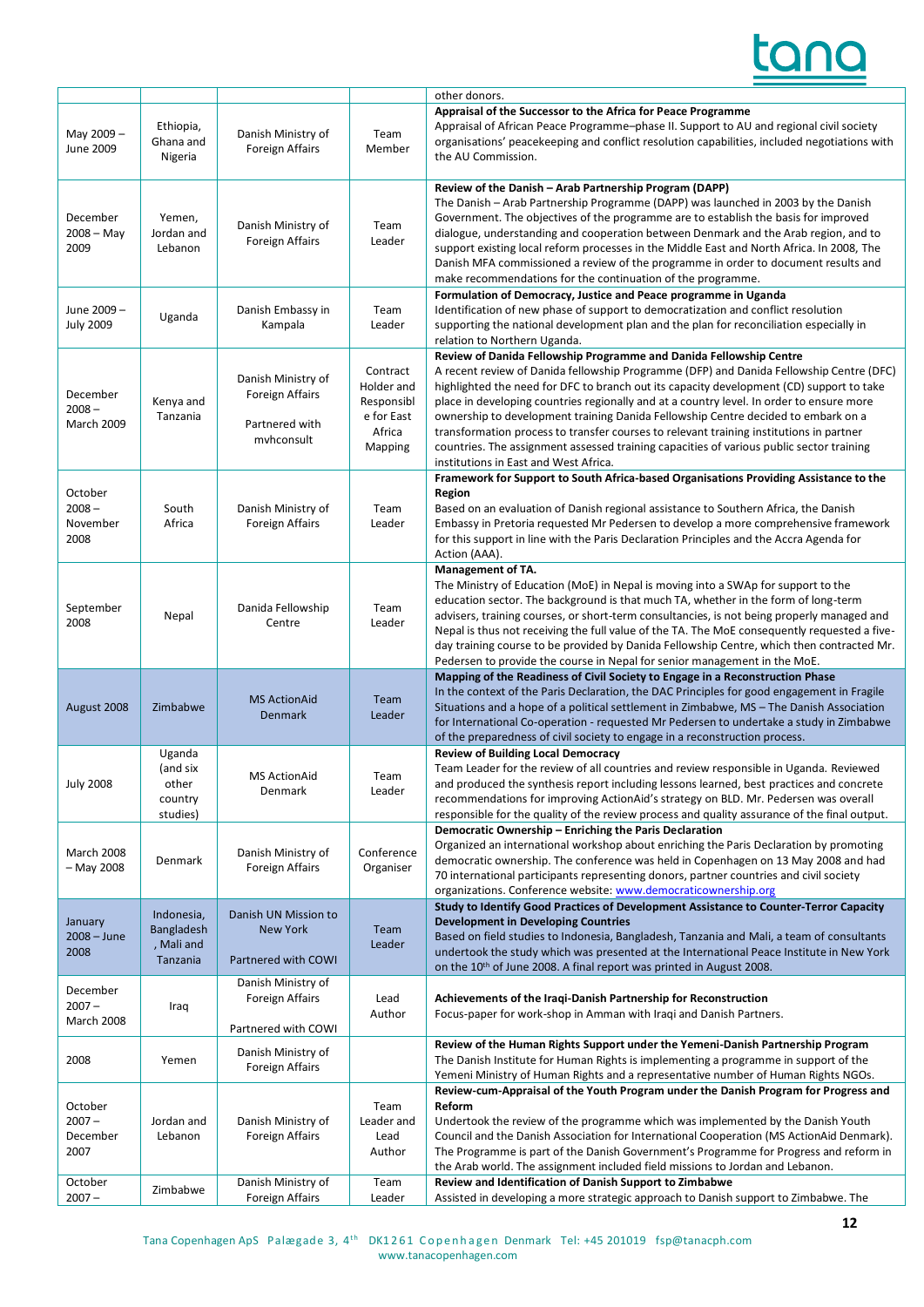| | | | | other donors. |
|---|---|---|---|---|
| May 2009 – June 2009 | Ethiopia, Ghana and Nigeria | Danish Ministry of Foreign Affairs | Team Member | **Appraisal of the Successor to the Africa for Peace Programme** Appraisal of African Peace Programme–phase II. Support to AU and regional civil society organisations' peacekeeping and conflict resolution capabilities, included negotiations with the AU Commission. |
| December 2008 – May 2009 | Yemen, Jordan and Lebanon | Danish Ministry of Foreign Affairs | Team Leader | **Review of the Danish – Arab Partnership Program (DAPP)** The Danish – Arab Partnership Programme (DAPP) was launched in 2003 by the Danish Government. The objectives of the programme are to establish the basis for improved dialogue, understanding and cooperation between Denmark and the Arab region, and to support existing local reform processes in the Middle East and North Africa. In 2008, The Danish MFA commissioned a review of the programme in order to document results and make recommendations for the continuation of the programme. |
| June 2009 – July 2009 | Uganda | Danish Embassy in Kampala | Team Leader | **Formulation of Democracy, Justice and Peace programme in Uganda** Identification of new phase of support to democratization and conflict resolution supporting the national development plan and the plan for reconciliation especially in relation to Northern Uganda. |
| December 2008 – March 2009 | Kenya and Tanzania | Danish Ministry of Foreign Affairs Partnered with mvhconsult | Contract Holder and Responsible for East Africa Mapping | **Review of Danida Fellowship Programme and Danida Fellowship Centre** A recent review of Danida fellowship Programme (DFP) and Danida Fellowship Centre (DFC) highlighted the need for DFC to branch out its capacity development (CD) support to take place in developing countries regionally and at a country level. In order to ensure more ownership to development training Danida Fellowship Centre decided to embark on a transformation process to transfer courses to relevant training institutions in partner countries. The assignment assessed training capacities of various public sector training institutions in East and West Africa. |
| October 2008 – November 2008 | South Africa | Danish Ministry of Foreign Affairs | Team Leader | **Framework for Support to South Africa-based Organisations Providing Assistance to the Region** Based on an evaluation of Danish regional assistance to Southern Africa, the Danish Embassy in Pretoria requested Mr Pedersen to develop a more comprehensive framework for this support in line with the Paris Declaration Principles and the Accra Agenda for Action (AAA). |
| September 2008 | Nepal | Danida Fellowship Centre | Team Leader | **Management of TA.** The Ministry of Education (MoE) in Nepal is moving into a SWAp for support to the education sector. The background is that much TA, whether in the form of long-term advisers, training courses, or short-term consultancies, is not being properly managed and Nepal is thus not receiving the full value of the TA. The MoE consequently requested a five-day training course to be provided by Danida Fellowship Centre, which then contracted Mr. Pedersen to provide the course in Nepal for senior management in the MoE. |
| August 2008 | Zimbabwe | MS ActionAid Denmark | Team Leader | **Mapping of the Readiness of Civil Society to Engage in a Reconstruction Phase** In the context of the Paris Declaration, the DAC Principles for good engagement in Fragile Situations and a hope of a political settlement in Zimbabwe, MS – The Danish Association for International Co-operation - requested Mr Pedersen to undertake a study in Zimbabwe of the preparedness of civil society to engage in a reconstruction process. |
| July 2008 | Uganda (and six other country studies) | MS ActionAid Denmark | Team Leader | **Review of Building Local Democracy** Team Leader for the review of all countries and review responsible in Uganda. Reviewed and produced the synthesis report including lessons learned, best practices and concrete recommendations for improving ActionAid's strategy on BLD. Mr. Pedersen was overall responsible for the quality of the review process and quality assurance of the final output. |
| March 2008 – May 2008 | Denmark | Danish Ministry of Foreign Affairs | Conference Organiser | **Democratic Ownership – Enriching the Paris Declaration** Organized an international workshop about enriching the Paris Declaration by promoting democratic ownership. The conference was held in Copenhagen on 13 May 2008 and had 70 international participants representing donors, partner countries and civil society organizations. Conference website: www.democraticownership.org |
| January 2008 – June 2008 | Indonesia, Bangladesh, Mali and Tanzania | Danish UN Mission to New York Partnered with COWI | Team Leader | **Study to Identify Good Practices of Development Assistance to Counter-Terror Capacity Development in Developing Countries** Based on field studies to Indonesia, Bangladesh, Tanzania and Mali, a team of consultants undertook the study which was presented at the International Peace Institute in New York on the 10th of June 2008. A final report was printed in August 2008. |
| December 2007 – March 2008 | Iraq | Danish Ministry of Foreign Affairs Partnered with COWI | Lead Author | **Achievements of the Iraqi-Danish Partnership for Reconstruction** Focus-paper for work-shop in Amman with Iraqi and Danish Partners. |
| 2008 | Yemen | Danish Ministry of Foreign Affairs | | **Review of the Human Rights Support under the Yemeni-Danish Partnership Program** The Danish Institute for Human Rights is implementing a programme in support of the Yemeni Ministry of Human Rights and a representative number of Human Rights NGOs. |
| October 2007 – December 2007 | Jordan and Lebanon | Danish Ministry of Foreign Affairs | Team Leader and Lead Author | **Review-cum-Appraisal of the Youth Program under the Danish Program for Progress and Reform** Undertook the review of the programme which was implemented by the Danish Youth Council and the Danish Association for International Cooperation (MS ActionAid Denmark). The Programme is part of the Danish Government's Programme for Progress and reform in the Arab world. The assignment included field missions to Jordan and Lebanon. |
| October 2007 – | Zimbabwe | Danish Ministry of Foreign Affairs | Team Leader | **Review and Identification of Danish Support to Zimbabwe** Assisted in developing a more strategic approach to Danish support to Zimbabwe. The |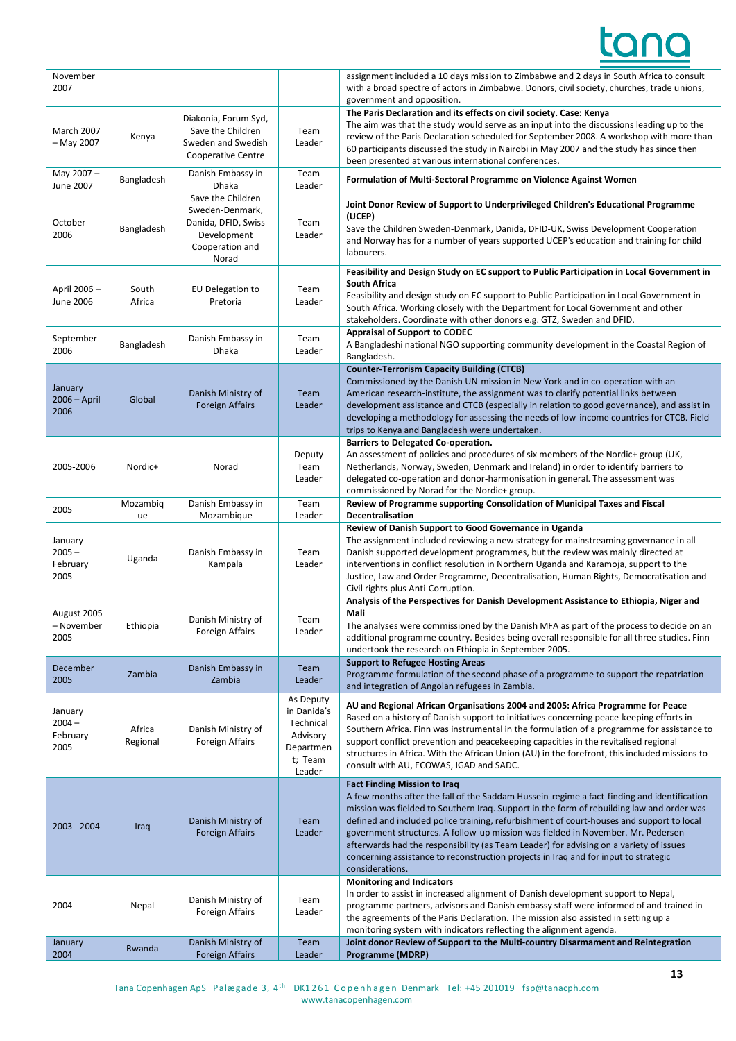| | | | | |
|---|---|---|---|---|
| November 2007 | | | | assignment included a 10 days mission to Zimbabwe and 2 days in South Africa to consult with a broad spectre of actors in Zimbabwe. Donors, civil society, churches, trade unions, government and opposition. |
| March 2007 – May 2007 | Kenya | Diakonia, Forum Syd, Save the Children Sweden and Swedish Cooperative Centre | Team Leader | **The Paris Declaration and its effects on civil society. Case: Kenya** The aim was that the study would serve as an input into the discussions leading up to the review of the Paris Declaration scheduled for September 2008. A workshop with more than 60 participants discussed the study in Nairobi in May 2007 and the study has since then been presented at various international conferences. |
| May 2007 – June 2007 | Bangladesh | Danish Embassy in Dhaka | Team Leader | **Formulation of Multi-Sectoral Programme on Violence Against Women** |
| October 2006 | Bangladesh | Save the Children Sweden-Denmark, Danida, DFID, Swiss Development Cooperation and Norad | Team Leader | **Joint Donor Review of Support to Underprivileged Children's Educational Programme (UCEP)** Save the Children Sweden-Denmark, Danida, DFID-UK, Swiss Development Cooperation and Norway has for a number of years supported UCEP's education and training for child labourers. |
| April 2006 – June 2006 | South Africa | EU Delegation to Pretoria | Team Leader | **Feasibility and Design Study on EC support to Public Participation in Local Government in South Africa** Feasibility and design study on EC support to Public Participation in Local Government in South Africa. Working closely with the Department for Local Government and other stakeholders. Coordinate with other donors e.g. GTZ, Sweden and DFID. |
| September 2006 | Bangladesh | Danish Embassy in Dhaka | Team Leader | **Appraisal of Support to CODEC** A Bangladeshi national NGO supporting community development in the Coastal Region of Bangladesh. |
| January 2006 – April 2006 | Global | Danish Ministry of Foreign Affairs | Team Leader | **Counter-Terrorism Capacity Building (CTCB)** Commissioned by the Danish UN-mission in New York and in co-operation with an American research-institute, the assignment was to clarify potential links between development assistance and CTCB (especially in relation to good governance), and assist in developing a methodology for assessing the needs of low-income countries for CTCB. Field trips to Kenya and Bangladesh were undertaken. |
| 2005-2006 | Nordic+ | Norad | Deputy Team Leader | **Barriers to Delegated Co-operation.** An assessment of policies and procedures of six members of the Nordic+ group (UK, Netherlands, Norway, Sweden, Denmark and Ireland) in order to identify barriers to delegated co-operation and donor-harmonisation in general. The assessment was commissioned by Norad for the Nordic+ group. |
| 2005 | Mozambique | Danish Embassy in Mozambique | Team Leader | **Review of Programme supporting Consolidation of Municipal Taxes and Fiscal Decentralisation** |
| January 2005 – February 2005 | Uganda | Danish Embassy in Kampala | Team Leader | **Review of Danish Support to Good Governance in Uganda** The assignment included reviewing a new strategy for mainstreaming governance in all Danish supported development programmes, but the review was mainly directed at interventions in conflict resolution in Northern Uganda and Karamoja, support to the Justice, Law and Order Programme, Decentralisation, Human Rights, Democratisation and Civil rights plus Anti-Corruption. |
| August 2005 – November 2005 | Ethiopia | Danish Ministry of Foreign Affairs | Team Leader | **Analysis of the Perspectives for Danish Development Assistance to Ethiopia, Niger and Mali** The analyses were commissioned by the Danish MFA as part of the process to decide on an additional programme country. Besides being overall responsible for all three studies. Finn undertook the research on Ethiopia in September 2005. |
| December 2005 | Zambia | Danish Embassy in Zambia | Team Leader | **Support to Refugee Hosting Areas** Programme formulation of the second phase of a programme to support the repatriation and integration of Angolan refugees in Zambia. |
| January 2004 – February 2005 | Africa Regional | Danish Ministry of Foreign Affairs | As Deputy in Danida's Technical Advisory Department; Team Leader | **AU and Regional African Organisations 2004 and 2005: Africa Programme for Peace** Based on a history of Danish support to initiatives concerning peace-keeping efforts in Southern Africa. Finn was instrumental in the formulation of a programme for assistance to support conflict prevention and peacekeeping capacities in the revitalised regional structures in Africa. With the African Union (AU) in the forefront, this included missions to consult with AU, ECOWAS, IGAD and SADC. |
| 2003 - 2004 | Iraq | Danish Ministry of Foreign Affairs | Team Leader | **Fact Finding Mission to Iraq** A few months after the fall of the Saddam Hussein-regime a fact-finding and identification mission was fielded to Southern Iraq. Support in the form of rebuilding law and order was defined and included police training, refurbishment of court-houses and support to local government structures. A follow-up mission was fielded in November. Mr. Pedersen afterwards had the responsibility (as Team Leader) for advising on a variety of issues concerning assistance to reconstruction projects in Iraq and for input to strategic considerations. |
| 2004 | Nepal | Danish Ministry of Foreign Affairs | Team Leader | **Monitoring and Indicators** In order to assist in increased alignment of Danish development support to Nepal, programme partners, advisors and Danish embassy staff were informed of and trained in the agreements of the Paris Declaration. The mission also assisted in setting up a monitoring system with indicators reflecting the alignment agenda. |
| January 2004 | Rwanda | Danish Ministry of Foreign Affairs | Team Leader | **Joint donor Review of Support to the Multi-country Disarmament and Reintegration Programme (MDRP)** |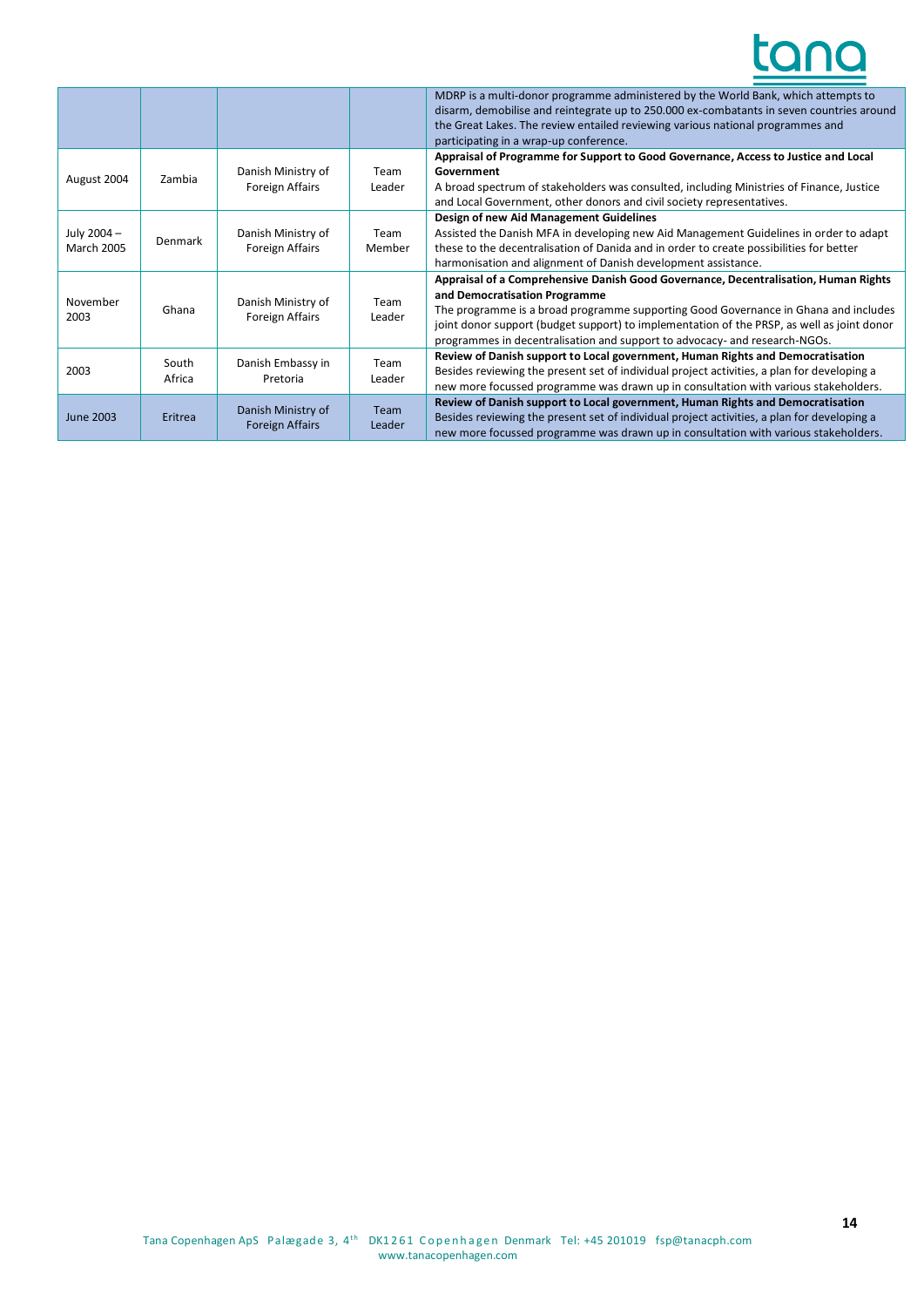| | | | | |
|---|---|---|---|---|
| | | | | MDRP is a multi-donor programme administered by the World Bank, which attempts to disarm, demobilise and reintegrate up to 250.000 ex-combatants in seven countries around the Great Lakes. The review entailed reviewing various national programmes and participating in a wrap-up conference. |
| August 2004 | Zambia | Danish Ministry of Foreign Affairs | Team Leader | **Appraisal of Programme for Support to Good Governance, Access to Justice and Local Government**<br>A broad spectrum of stakeholders was consulted, including Ministries of Finance, Justice and Local Government, other donors and civil society representatives. |
| July 2004 – March 2005 | Denmark | Danish Ministry of Foreign Affairs | Team Member | **Design of new Aid Management Guidelines**<br>Assisted the Danish MFA in developing new Aid Management Guidelines in order to adapt these to the decentralisation of Danida and in order to create possibilities for better harmonisation and alignment of Danish development assistance. |
| November 2003 | Ghana | Danish Ministry of Foreign Affairs | Team Leader | **Appraisal of a Comprehensive Danish Good Governance, Decentralisation, Human Rights and Democratisation Programme**<br>The programme is a broad programme supporting Good Governance in Ghana and includes joint donor support (budget support) to implementation of the PRSP, as well as joint donor programmes in decentralisation and support to advocacy- and research-NGOs. |
| 2003 | South Africa | Danish Embassy in Pretoria | Team Leader | **Review of Danish support to Local government, Human Rights and Democratisation**<br>Besides reviewing the present set of individual project activities, a plan for developing a new more focussed programme was drawn up in consultation with various stakeholders. |
| June 2003 | Eritrea | Danish Ministry of Foreign Affairs | Team Leader | **Review of Danish support to Local government, Human Rights and Democratisation**<br>Besides reviewing the present set of individual project activities, a plan for developing a new more focussed programme was drawn up in consultation with various stakeholders. |